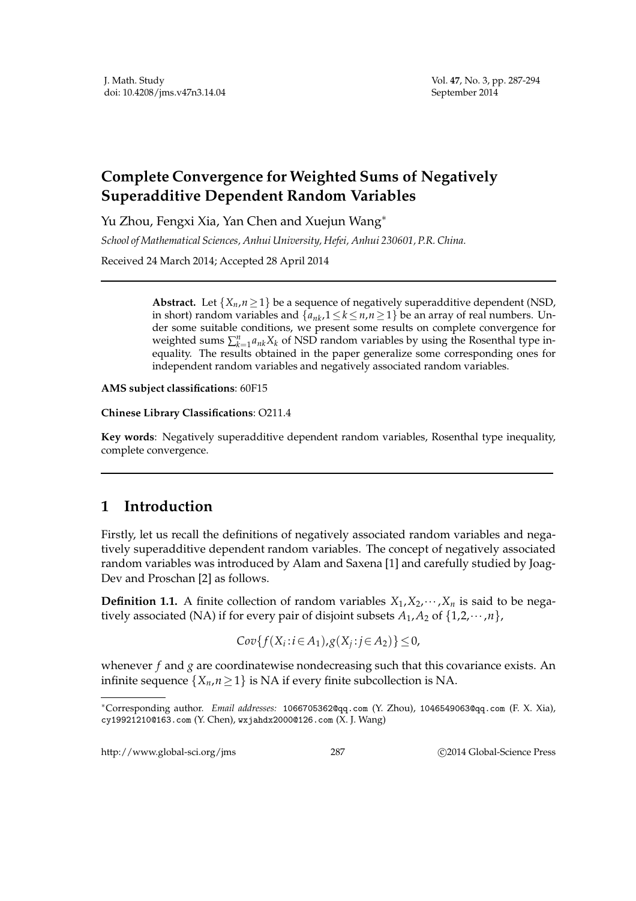# Complete Convergence for Weighted Sums of Negatively Superadditive Dependent Random Variables

Yu Zhou, Fengxi Xia, Yan Chen and Xuejun Wang*

*School of Mathematical Sciences, Anhui University, Hefei, Anhui 230601, P.R. China.*

Received 24 March 2014; Accepted 28 April 2014

---

> **Abstract.** Let $\{X_n, n\geq 1\}$ be a sequence of negatively superadditive dependent (NSD, in short) random variables and $\{a_{nk}, 1\leq k\leq n, n\geq 1\}$ be an array of real numbers. Under some suitable conditions, we present some results on complete convergence for weighted sums $\sum_{k=1}^{n} a_{nk}X_k$ of NSD random variables by using the Rosenthal type inequality. The results obtained in the paper generalize some corresponding ones for independent random variables and negatively associated random variables.

**AMS subject classifications**: 60F15

**Chinese Library Classifications**: O211.4

**Key words**: Negatively superadditive dependent random variables, Rosenthal type inequality, complete convergence.

---

## 1 Introduction

Firstly, let us recall the definitions of negatively associated random variables and negatively superadditive dependent random variables. The concept of negatively associated random variables was introduced by Alam and Saxena [1] and carefully studied by Joag-Dev and Proschan [2] as follows.

**Definition 1.1.** A finite collection of random variables $X_1, X_2, \cdots, X_n$ is said to be negatively associated (NA) if for every pair of disjoint subsets $A_1, A_2$ of $\{1, 2, \cdots, n\}$,

$$Cov\{f(X_i : i\in A_1), g(X_j : j\in A_2)\}\leq 0,$$

whenever $f$ and $g$ are coordinatewise nondecreasing such that this covariance exists. An infinite sequence $\{X_n, n\geq 1\}$ is NA if every finite subcollection is NA.

---

*Corresponding author. *Email addresses:* 1066705362@qq.com (Y. Zhou), 1046549063@qq.com (F. X. Xia), cy19921210@163.com (Y. Chen), wxjahdx2000@126.com (X. J. Wang)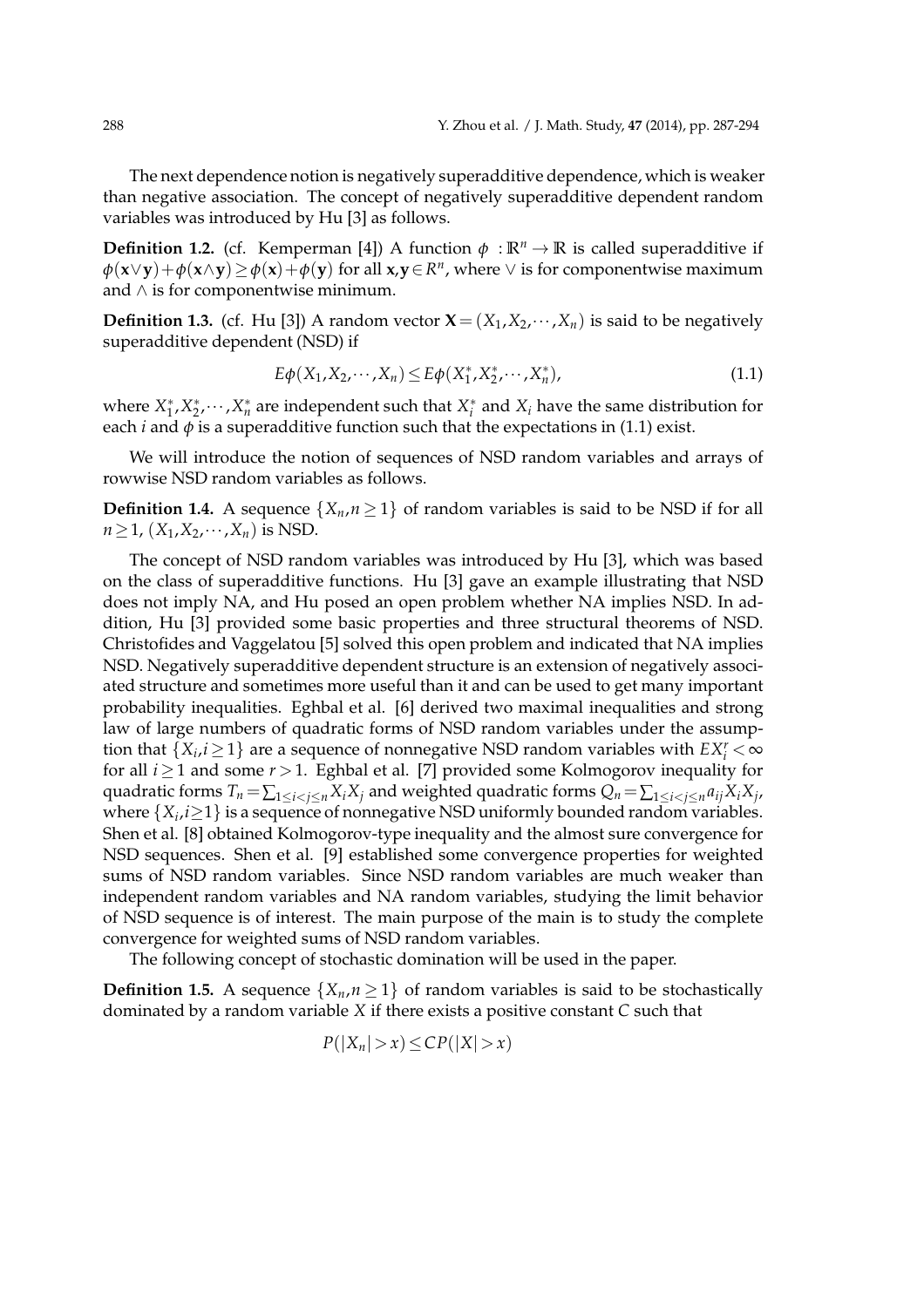The next dependence notion is negatively superadditive dependence, which is weaker than negative association. The concept of negatively superadditive dependent random variables was introduced by Hu [3] as follows.

**Definition 1.2.** (cf. Kemperman [4]) A function $\phi : \mathbb{R}^n \to \mathbb{R}$ is called superadditive if $\phi(\mathbf{x}\vee\mathbf{y})+\phi(\mathbf{x}\wedge\mathbf{y}) \geq \phi(\mathbf{x})+\phi(\mathbf{y})$ for all $\mathbf{x},\mathbf{y}\in R^n$, where $\vee$ is for componentwise maximum and $\wedge$ is for componentwise minimum.

**Definition 1.3.** (cf. Hu [3]) A random vector $\mathbf{X}=(X_1,X_2,\cdots,X_n)$ is said to be negatively superadditive dependent (NSD) if

$$E\phi(X_1,X_2,\cdots,X_n) \leq E\phi(X_1^*,X_2^*,\cdots,X_n^*), \tag{1.1}$$

where $X_1^*,X_2^*,\cdots,X_n^*$ are independent such that $X_i^*$ and $X_i$ have the same distribution for each $i$ and $\phi$ is a superadditive function such that the expectations in (1.1) exist.

We will introduce the notion of sequences of NSD random variables and arrays of rowwise NSD random variables as follows.

**Definition 1.4.** A sequence $\{X_n, n\geq 1\}$ of random variables is said to be NSD if for all $n \geq 1$, $(X_1,X_2,\cdots,X_n)$ is NSD.

The concept of NSD random variables was introduced by Hu [3], which was based on the class of superadditive functions. Hu [3] gave an example illustrating that NSD does not imply NA, and Hu posed an open problem whether NA implies NSD. In addition, Hu [3] provided some basic properties and three structural theorems of NSD. Christofides and Vaggelatou [5] solved this open problem and indicated that NA implies NSD. Negatively superadditive dependent structure is an extension of negatively associated structure and sometimes more useful than it and can be used to get many important probability inequalities. Eghbal et al. [6] derived two maximal inequalities and strong law of large numbers of quadratic forms of NSD random variables under the assumption that $\{X_i, i\geq 1\}$ are a sequence of nonnegative NSD random variables with $EX_i^r < \infty$ for all $i\geq 1$ and some $r>1$. Eghbal et al. [7] provided some Kolmogorov inequality for quadratic forms $T_n=\sum_{1\leq i<j\leq n} X_iX_j$ and weighted quadratic forms $Q_n=\sum_{1\leq i<j\leq n} a_{ij}X_iX_j$, where $\{X_i, i\geq 1\}$ is a sequence of nonnegative NSD uniformly bounded random variables. Shen et al. [8] obtained Kolmogorov-type inequality and the almost sure convergence for NSD sequences. Shen et al. [9] established some convergence properties for weighted sums of NSD random variables. Since NSD random variables are much weaker than independent random variables and NA random variables, studying the limit behavior of NSD sequence is of interest. The main purpose of the main is to study the complete convergence for weighted sums of NSD random variables.

The following concept of stochastic domination will be used in the paper.

**Definition 1.5.** A sequence $\{X_n, n\geq 1\}$ of random variables is said to be stochastically dominated by a random variable $X$ if there exists a positive constant $C$ such that

$$P(|X_n|>x) \leq CP(|X|>x)$$